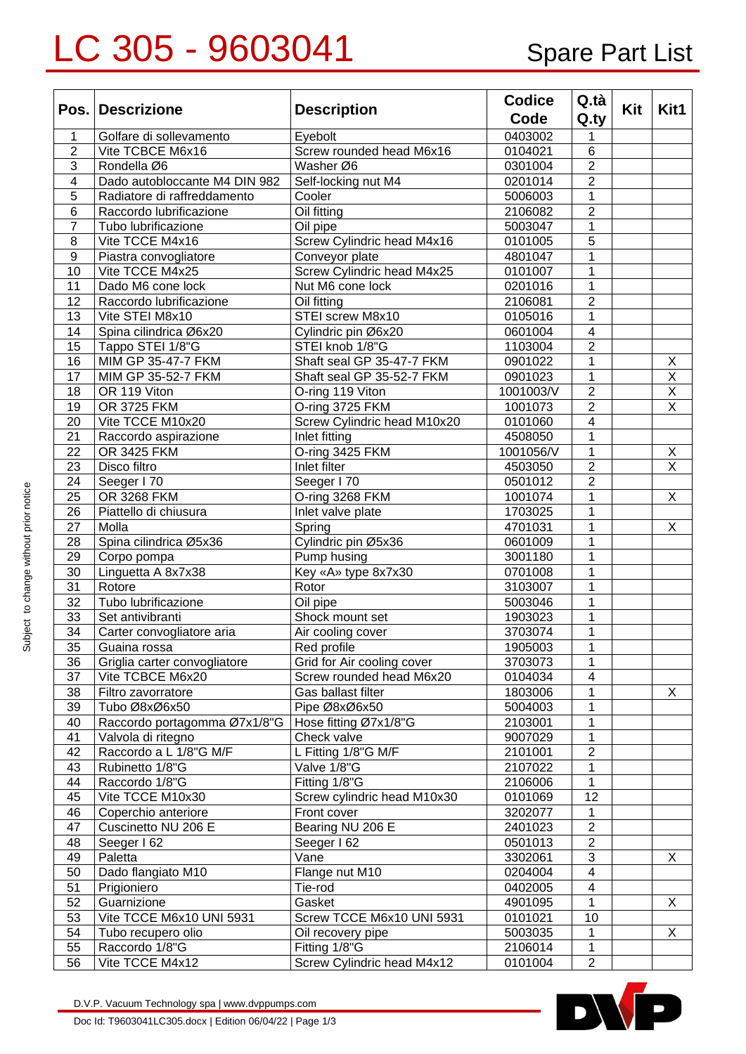# LC 305 - 9603041

## Spare Part List

| Pos. | Descrizione | Description | Codice Code | Q.tà Q.ty | Kit | Kit1 |
|---|---|---|---|---|---|---|
| 1 | Golfare di sollevamento | Eyebolt | 0403002 | 1 | | |
| 2 | Vite TCBCE M6x16 | Screw rounded head M6x16 | 0104021 | 6 | | |
| 3 | Rondella Ø6 | Washer Ø6 | 0301004 | 2 | | |
| 4 | Dado autobloccante M4 DIN 982 | Self-locking nut M4 | 0201014 | 2 | | |
| 5 | Radiatore di raffreddamento | Cooler | 5006003 | 1 | | |
| 6 | Raccordo lubrificazione | Oil fitting | 2106082 | 2 | | |
| 7 | Tubo lubrificazione | Oil pipe | 5003047 | 1 | | |
| 8 | Vite TCCE M4x16 | Screw Cylindric head M4x16 | 0101005 | 5 | | |
| 9 | Piastra convogliatore | Conveyor plate | 4801047 | 1 | | |
| 10 | Vite TCCE M4x25 | Screw Cylindric head M4x25 | 0101007 | 1 | | |
| 11 | Dado M6 cone lock | Nut M6 cone lock | 0201016 | 1 | | |
| 12 | Raccordo lubrificazione | Oil fitting | 2106081 | 2 | | |
| 13 | Vite STEI M8x10 | STEI screw M8x10 | 0105016 | 1 | | |
| 14 | Spina cilindrica Ø6x20 | Cylindric pin Ø6x20 | 0601004 | 4 | | |
| 15 | Tappo STEI 1/8"G | STEI knob 1/8"G | 1103004 | 2 | | |
| 16 | MIM GP 35-47-7 FKM | Shaft seal GP 35-47-7 FKM | 0901022 | 1 | | X |
| 17 | MIM GP 35-52-7 FKM | Shaft seal GP 35-52-7 FKM | 0901023 | 1 | | X |
| 18 | OR 119 Viton | O-ring 119 Viton | 1001003/V | 2 | | X |
| 19 | OR 3725 FKM | O-ring 3725 FKM | 1001073 | 2 | | X |
| 20 | Vite TCCE M10x20 | Screw Cylindric head M10x20 | 0101060 | 4 | | |
| 21 | Raccordo aspirazione | Inlet fitting | 4508050 | 1 | | |
| 22 | OR 3425 FKM | O-ring 3425 FKM | 1001056/V | 1 | | X |
| 23 | Disco filtro | Inlet filter | 4503050 | 2 | | X |
| 24 | Seeger I 70 | Seeger I 70 | 0501012 | 2 | | |
| 25 | OR 3268 FKM | O-ring 3268 FKM | 1001074 | 1 | | X |
| 26 | Piattello di chiusura | Inlet valve plate | 1703025 | 1 | | |
| 27 | Molla | Spring | 4701031 | 1 | | X |
| 28 | Spina cilindrica Ø5x36 | Cylindric pin Ø5x36 | 0601009 | 1 | | |
| 29 | Corpo pompa | Pump housing | 3001180 | 1 | | |
| 30 | Linguetta A 8x7x38 | Key «A» type 8x7x30 | 0701008 | 1 | | |
| 31 | Rotore | Rotor | 3103007 | 1 | | |
| 32 | Tubo lubrificazione | Oil pipe | 5003046 | 1 | | |
| 33 | Set antivibranti | Shock mount set | 1903023 | 1 | | |
| 34 | Carter convogliatore aria | Air cooling cover | 3703074 | 1 | | |
| 35 | Guaina rossa | Red profile | 1905003 | 1 | | |
| 36 | Griglia carter convogliatore | Grid for Air cooling cover | 3703073 | 1 | | |
| 37 | Vite TCBCE M6x20 | Screw rounded head M6x20 | 0104034 | 4 | | |
| 38 | Filtro zavorratore | Gas ballast filter | 1803006 | 1 | | X |
| 39 | Tubo Ø8xØ6x50 | Pipe Ø8xØ6x50 | 5004003 | 1 | | |
| 40 | Raccordo portagomma Ø7x1/8"G | Hose fitting Ø7x1/8"G | 2103001 | 1 | | |
| 41 | Valvola di ritegno | Check valve | 9007029 | 1 | | |
| 42 | Raccordo a L 1/8"G M/F | L Fitting 1/8"G M/F | 2101001 | 2 | | |
| 43 | Rubinetto 1/8"G | Valve 1/8"G | 2107022 | 1 | | |
| 44 | Raccordo 1/8"G | Fitting 1/8"G | 2106006 | 1 | | |
| 45 | Vite TCCE M10x30 | Screw cylindric head M10x30 | 0101069 | 12 | | |
| 46 | Coperchio anteriore | Front cover | 3202077 | 1 | | |
| 47 | Cuscinetto NU 206 E | Bearing NU 206 E | 2401023 | 2 | | |
| 48 | Seeger I 62 | Seeger I 62 | 0501013 | 2 | | |
| 49 | Paletta | Vane | 3302061 | 3 | | X |
| 50 | Dado flangiato M10 | Flange nut M10 | 0204004 | 4 | | |
| 51 | Prigioniero | Tie-rod | 0402005 | 4 | | |
| 52 | Guarnizione | Gasket | 4901095 | 1 | | X |
| 53 | Vite TCCE M6x10 UNI 5931 | Screw TCCE M6x10 UNI 5931 | 0101021 | 10 | | |
| 54 | Tubo recupero olio | Oil recovery pipe | 5003035 | 1 | | X |
| 55 | Raccordo 1/8"G | Fitting 1/8"G | 2106014 | 1 | | |
| 56 | Vite TCCE M4x12 | Screw Cylindric head M4x12 | 0101004 | 2 | | |

Subject to change without prior notice

D.V.P. Vacuum Technology spa | www.dvppumps.com

Doc Id: T9603041LC305.docx | Edition 06/04/22 | Page 1/3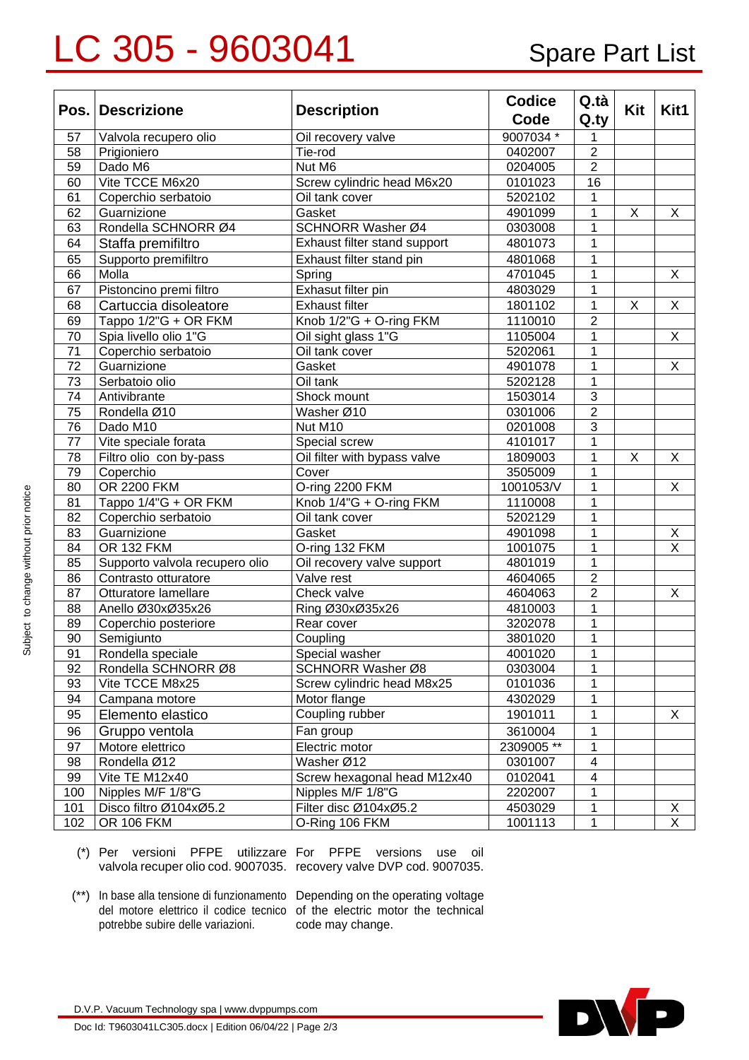# LC 305 - 9603041

## Spare Part List

| Pos. | Descrizione | Description | Codice Code | Q.tà Q.ty | Kit | Kit1 |
|---|---|---|---|---|---|---|
| 57 | Valvola recupero olio | Oil recovery valve | 9007034 * | 1 | | |
| 58 | Prigioniero | Tie-rod | 0402007 | 2 | | |
| 59 | Dado M6 | Nut M6 | 0204005 | 2 | | |
| 60 | Vite TCCE M6x20 | Screw cylindric head M6x20 | 0101023 | 16 | | |
| 61 | Coperchio serbatoio | Oil tank cover | 5202102 | 1 | | |
| 62 | Guarnizione | Gasket | 4901099 | 1 | X | X |
| 63 | Rondella SCHNORR Ø4 | SCHNORR Washer Ø4 | 0303008 | 1 | | |
| 64 | Staffa premifiltro | Exhaust filter stand support | 4801073 | 1 | | |
| 65 | Supporto premifiltro | Exhaust filter stand pin | 4801068 | 1 | | |
| 66 | Molla | Spring | 4701045 | 1 | | X |
| 67 | Pistoncino premi filtro | Exhasut filter pin | 4803029 | 1 | | |
| 68 | Cartuccia disoleatore | Exhaust filter | 1801102 | 1 | X | X |
| 69 | Tappo 1/2"G + OR FKM | Knob 1/2"G + O-ring FKM | 1110010 | 2 | | |
| 70 | Spia livello olio 1"G | Oil sight glass 1"G | 1105004 | 1 | | X |
| 71 | Coperchio serbatoio | Oil tank cover | 5202061 | 1 | | |
| 72 | Guarnizione | Gasket | 4901078 | 1 | | X |
| 73 | Serbatoio olio | Oil tank | 5202128 | 1 | | |
| 74 | Antivibrante | Shock mount | 1503014 | 3 | | |
| 75 | Rondella Ø10 | Washer Ø10 | 0301006 | 2 | | |
| 76 | Dado M10 | Nut M10 | 0201008 | 3 | | |
| 77 | Vite speciale forata | Special screw | 4101017 | 1 | | |
| 78 | Filtro olio con by-pass | Oil filter with bypass valve | 1809003 | 1 | X | X |
| 79 | Coperchio | Cover | 3505009 | 1 | | |
| 80 | OR 2200 FKM | O-ring 2200 FKM | 1001053/V | 1 | | X |
| 81 | Tappo 1/4"G + OR FKM | Knob 1/4"G + O-ring FKM | 1110008 | 1 | | |
| 82 | Coperchio serbatoio | Oil tank cover | 5202129 | 1 | | |
| 83 | Guarnizione | Gasket | 4901098 | 1 | | X |
| 84 | OR 132 FKM | O-ring 132 FKM | 1001075 | 1 | | X |
| 85 | Supporto valvola recupero olio | Oil recovery valve support | 4801019 | 1 | | |
| 86 | Contrasto otturatore | Valve rest | 4604065 | 2 | | |
| 87 | Otturatore lamellare | Check valve | 4604063 | 2 | | X |
| 88 | Anello Ø30xØ35x26 | Ring Ø30xØ35x26 | 4810003 | 1 | | |
| 89 | Coperchio posteriore | Rear cover | 3202078 | 1 | | |
| 90 | Semigiunto | Coupling | 3801020 | 1 | | |
| 91 | Rondella speciale | Special washer | 4001020 | 1 | | |
| 92 | Rondella SCHNORR Ø8 | SCHNORR Washer Ø8 | 0303004 | 1 | | |
| 93 | Vite TCCE M8x25 | Screw cylindric head M8x25 | 0101036 | 1 | | |
| 94 | Campana motore | Motor flange | 4302029 | 1 | | |
| 95 | Elemento elastico | Coupling rubber | 1901011 | 1 | | X |
| 96 | Gruppo ventola | Fan group | 3610004 | 1 | | |
| 97 | Motore elettrico | Electric motor | 2309005 ** | 1 | | |
| 98 | Rondella Ø12 | Washer Ø12 | 0301007 | 4 | | |
| 99 | Vite TE M12x40 | Screw hexagonal head M12x40 | 0102041 | 4 | | |
| 100 | Nipples M/F 1/8"G | Nipples M/F 1/8"G | 2202007 | 1 | | |
| 101 | Disco filtro Ø104xØ5.2 | Filter disc Ø104xØ5.2 | 4503029 | 1 | | X |
| 102 | OR 106 FKM | O-Ring 106 FKM | 1001113 | 1 | | X |

(*) Per versioni PFPE utilizzare valvola recuper olio cod. 9007035. For PFPE versions use oil recovery valve DVP cod. 9007035.

(**) In base alla tensione di funzionamento del motore elettrico il codice tecnico potrebbe subire delle variazioni. Depending on the operating voltage of the electric motor the technical code may change.

Subject to change without prior notice

D.V.P. Vacuum Technology spa | www.dvppumps.com

Doc Id: T9603041LC305.docx | Edition 06/04/22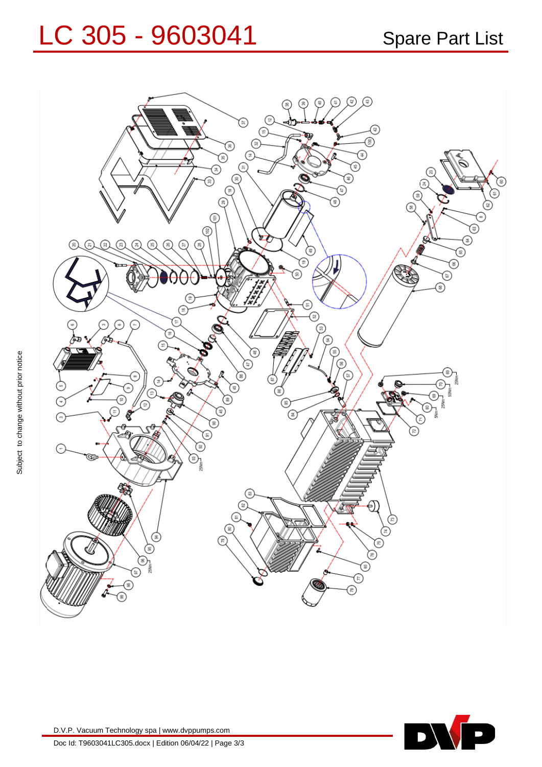# LC 305 - 9603041

Spare Part List

Subject to change without prior notice

1
2
3
4
5
6
7
8
9
10
11
12
13
14
15
16
17
18
19
20
21
22
23
24
25
26
27
28
29
30
31
32
33
34
35
36
37
38
39
40
41
42
43
44
45
46
47
48
49
50
51
52
53
54
55
56
57
58
59
60
61
62
63
64
65
66
67
68
69
70
71
72
73
74
75
76
77
78
79
80
81
82
83
84
85
86
87
88
89
90
91
92
93
94
95
96
97
98
99
100
101
102

25Nm
50Nm
5Nm

D.V.P. Vacuum Technology spa | www.dvppumps.com

Doc Id: T9603041LC305.docx | Edition 06/04/22 | Page 3/3